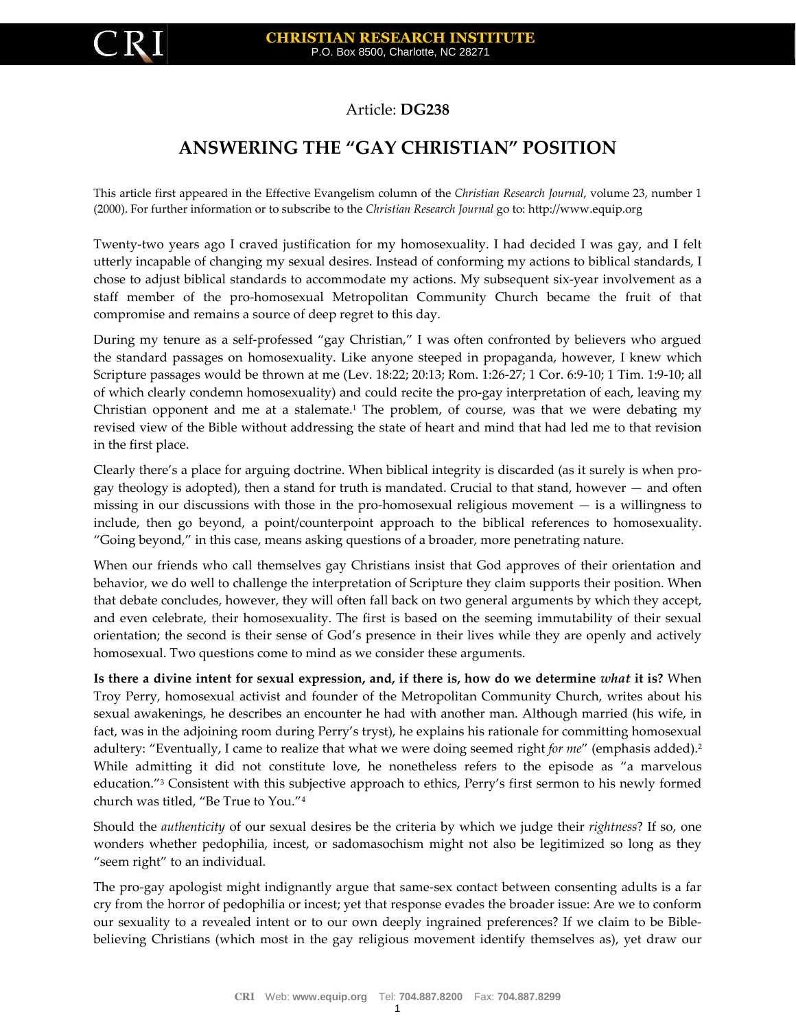Article: **DG238**

# ANSWERING THE "GAY CHRISTIAN" POSITION

This article first appeared in the Effective Evangelism column of the *Christian Research Journal*, volume 23, number 1 (2000). For further information or to subscribe to the *Christian Research Journal* go to: http://www.equip.org

Twenty-two years ago I craved justification for my homosexuality. I had decided I was gay, and I felt utterly incapable of changing my sexual desires. Instead of conforming my actions to biblical standards, I chose to adjust biblical standards to accommodate my actions. My subsequent six-year involvement as a staff member of the pro-homosexual Metropolitan Community Church became the fruit of that compromise and remains a source of deep regret to this day.

During my tenure as a self-professed "gay Christian," I was often confronted by believers who argued the standard passages on homosexuality. Like anyone steeped in propaganda, however, I knew which Scripture passages would be thrown at me (Lev. 18:22; 20:13; Rom. 1:26-27; 1 Cor. 6:9-10; 1 Tim. 1:9-10; all of which clearly condemn homosexuality) and could recite the pro-gay interpretation of each, leaving my Christian opponent and me at a stalemate.[1] The problem, of course, was that we were debating my revised view of the Bible without addressing the state of heart and mind that had led me to that revision in the first place.

Clearly there's a place for arguing doctrine. When biblical integrity is discarded (as it surely is when pro-gay theology is adopted), then a stand for truth is mandated. Crucial to that stand, however — and often missing in our discussions with those in the pro-homosexual religious movement — is a willingness to include, then go beyond, a point/counterpoint approach to the biblical references to homosexuality. "Going beyond," in this case, means asking questions of a broader, more penetrating nature.

When our friends who call themselves gay Christians insist that God approves of their orientation and behavior, we do well to challenge the interpretation of Scripture they claim supports their position. When that debate concludes, however, they will often fall back on two general arguments by which they accept, and even celebrate, their homosexuality. The first is based on the seeming immutability of their sexual orientation; the second is their sense of God's presence in their lives while they are openly and actively homosexual. Two questions come to mind as we consider these arguments.

**Is there a divine intent for sexual expression, and, if there is, how do we determine *what* it is?** When Troy Perry, homosexual activist and founder of the Metropolitan Community Church, writes about his sexual awakenings, he describes an encounter he had with another man. Although married (his wife, in fact, was in the adjoining room during Perry's tryst), he explains his rationale for committing homosexual adultery: "Eventually, I came to realize that what we were doing seemed right *for me*" (emphasis added).[2] While admitting it did not constitute love, he nonetheless refers to the episode as "a marvelous education."[3] Consistent with this subjective approach to ethics, Perry's first sermon to his newly formed church was titled, "Be True to You."[4]

Should the *authenticity* of our sexual desires be the criteria by which we judge their *rightness*? If so, one wonders whether pedophilia, incest, or sadomasochism might not also be legitimized so long as they "seem right" to an individual.

The pro-gay apologist might indignantly argue that same-sex contact between consenting adults is a far cry from the horror of pedophilia or incest; yet that response evades the broader issue: Are we to conform our sexuality to a revealed intent or to our own deeply ingrained preferences? If we claim to be Bible-believing Christians (which most in the gay religious movement identify themselves as), yet draw our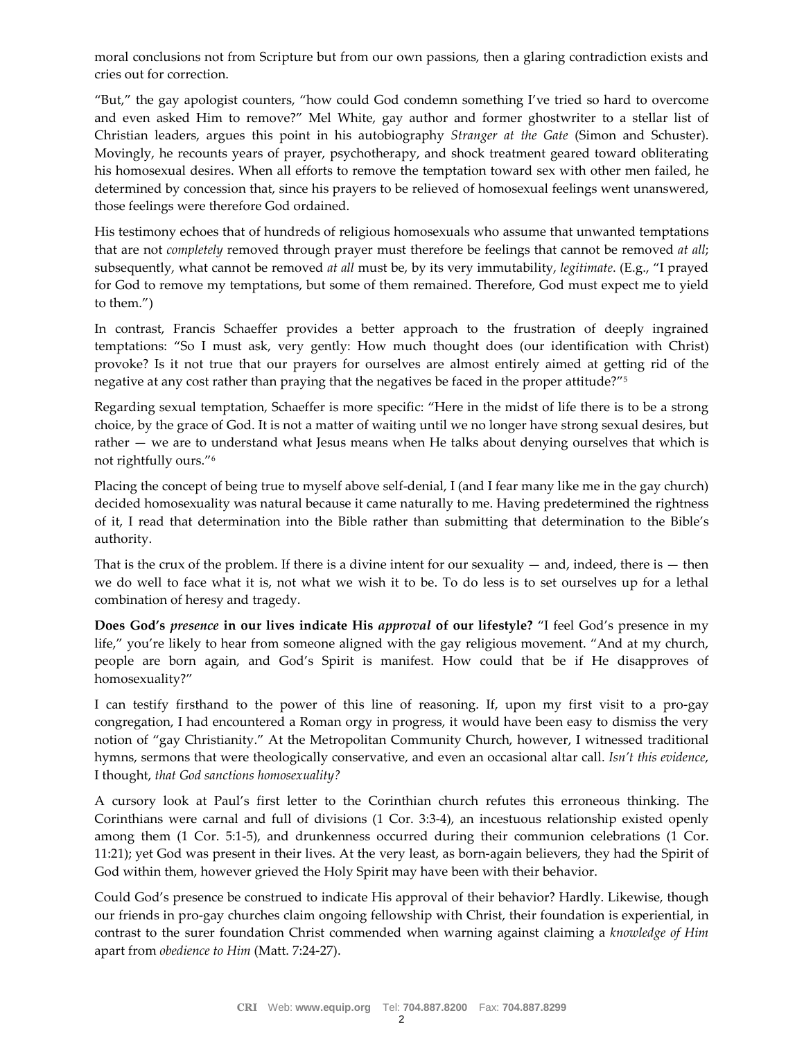moral conclusions not from Scripture but from our own passions, then a glaring contradiction exists and cries out for correction.

"But," the gay apologist counters, "how could God condemn something I've tried so hard to overcome and even asked Him to remove?" Mel White, gay author and former ghostwriter to a stellar list of Christian leaders, argues this point in his autobiography *Stranger at the Gate* (Simon and Schuster). Movingly, he recounts years of prayer, psychotherapy, and shock treatment geared toward obliterating his homosexual desires. When all efforts to remove the temptation toward sex with other men failed, he determined by concession that, since his prayers to be relieved of homosexual feelings went unanswered, those feelings were therefore God ordained.

His testimony echoes that of hundreds of religious homosexuals who assume that unwanted temptations that are not *completely* removed through prayer must therefore be feelings that cannot be removed *at all*; subsequently, what cannot be removed *at all* must be, by its very immutability, *legitimate*. (E.g., "I prayed for God to remove my temptations, but some of them remained. Therefore, God must expect me to yield to them.")

In contrast, Francis Schaeffer provides a better approach to the frustration of deeply ingrained temptations: "So I must ask, very gently: How much thought does (our identification with Christ) provoke? Is it not true that our prayers for ourselves are almost entirely aimed at getting rid of the negative at any cost rather than praying that the negatives be faced in the proper attitude?"[5]

Regarding sexual temptation, Schaeffer is more specific: "Here in the midst of life there is to be a strong choice, by the grace of God. It is not a matter of waiting until we no longer have strong sexual desires, but rather — we are to understand what Jesus means when He talks about denying ourselves that which is not rightfully ours."[6]

Placing the concept of being true to myself above self-denial, I (and I fear many like me in the gay church) decided homosexuality was natural because it came naturally to me. Having predetermined the rightness of it, I read that determination into the Bible rather than submitting that determination to the Bible's authority.

That is the crux of the problem. If there is a divine intent for our sexuality — and, indeed, there is — then we do well to face what it is, not what we wish it to be. To do less is to set ourselves up for a lethal combination of heresy and tragedy.

**Does God's *presence* in our lives indicate His *approval* of our lifestyle?** "I feel God's presence in my life," you're likely to hear from someone aligned with the gay religious movement. "And at my church, people are born again, and God's Spirit is manifest. How could that be if He disapproves of homosexuality?"

I can testify firsthand to the power of this line of reasoning. If, upon my first visit to a pro-gay congregation, I had encountered a Roman orgy in progress, it would have been easy to dismiss the very notion of "gay Christianity." At the Metropolitan Community Church, however, I witnessed traditional hymns, sermons that were theologically conservative, and even an occasional altar call. *Isn't this evidence*, I thought, *that God sanctions homosexuality?*

A cursory look at Paul's first letter to the Corinthian church refutes this erroneous thinking. The Corinthians were carnal and full of divisions (1 Cor. 3:3-4), an incestuous relationship existed openly among them (1 Cor. 5:1-5), and drunkenness occurred during their communion celebrations (1 Cor. 11:21); yet God was present in their lives. At the very least, as born-again believers, they had the Spirit of God within them, however grieved the Holy Spirit may have been with their behavior.

Could God's presence be construed to indicate His approval of their behavior? Hardly. Likewise, though our friends in pro-gay churches claim ongoing fellowship with Christ, their foundation is experiential, in contrast to the surer foundation Christ commended when warning against claiming a *knowledge of Him* apart from *obedience to Him* (Matt. 7:24-27).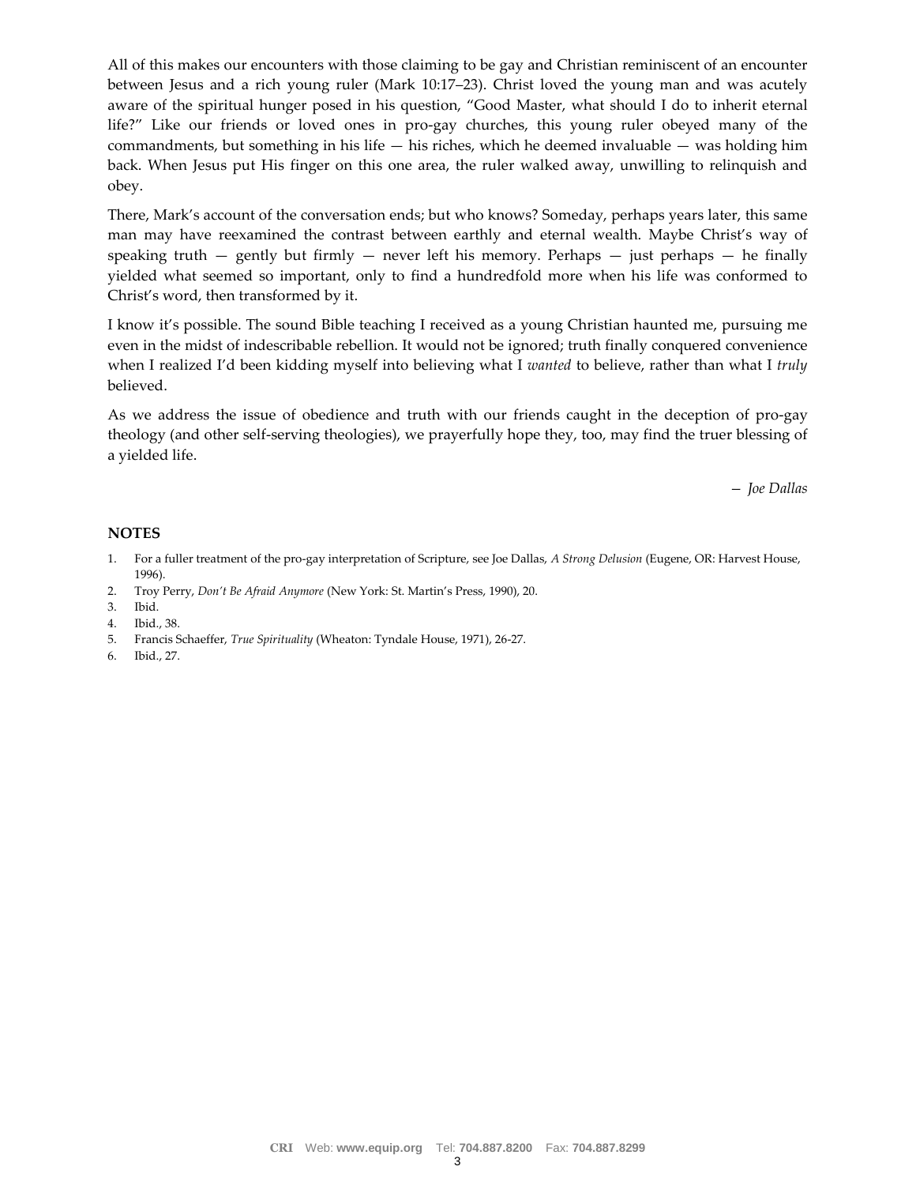All of this makes our encounters with those claiming to be gay and Christian reminiscent of an encounter between Jesus and a rich young ruler (Mark 10:17–23). Christ loved the young man and was acutely aware of the spiritual hunger posed in his question, "Good Master, what should I do to inherit eternal life?" Like our friends or loved ones in pro-gay churches, this young ruler obeyed many of the commandments, but something in his life — his riches, which he deemed invaluable — was holding him back. When Jesus put His finger on this one area, the ruler walked away, unwilling to relinquish and obey.

There, Mark's account of the conversation ends; but who knows? Someday, perhaps years later, this same man may have reexamined the contrast between earthly and eternal wealth. Maybe Christ's way of speaking truth — gently but firmly — never left his memory. Perhaps — just perhaps — he finally yielded what seemed so important, only to find a hundredfold more when his life was conformed to Christ's word, then transformed by it.

I know it's possible. The sound Bible teaching I received as a young Christian haunted me, pursuing me even in the midst of indescribable rebellion. It would not be ignored; truth finally conquered convenience when I realized I'd been kidding myself into believing what I *wanted* to believe, rather than what I *truly* believed.

As we address the issue of obedience and truth with our friends caught in the deception of pro-gay theology (and other self-serving theologies), we prayerfully hope they, too, may find the truer blessing of a yielded life.

— *Joe Dallas*

**NOTES**

1. For a fuller treatment of the pro-gay interpretation of Scripture, see Joe Dallas, *A Strong Delusion* (Eugene, OR: Harvest House, 1996).
2. Troy Perry, *Don't Be Afraid Anymore* (New York: St. Martin's Press, 1990), 20.
3. Ibid.
4. Ibid., 38.
5. Francis Schaeffer, *True Spirituality* (Wheaton: Tyndale House, 1971), 26-27.
6. Ibid., 27.